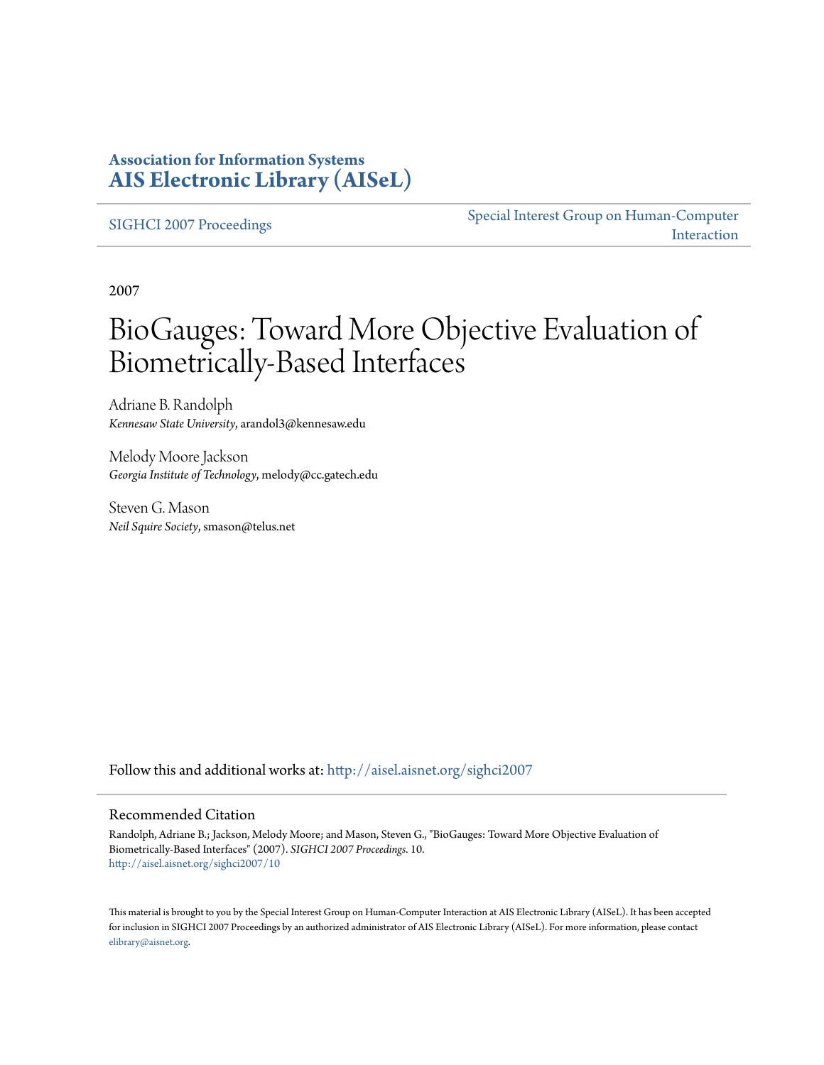**Association for Information Systems**
**AIS Electronic Library (AISeL)**

SIGHCI 2007 Proceedings

Special Interest Group on Human-Computer Interaction

2007

# BioGauges: Toward More Objective Evaluation of Biometrically-Based Interfaces

Adriane B. Randolph
*Kennesaw State University*, arandol3@kennesaw.edu

Melody Moore Jackson
*Georgia Institute of Technology*, melody@cc.gatech.edu

Steven G. Mason
*Neil Squire Society*, smason@telus.net

Follow this and additional works at: http://aisel.aisnet.org/sighci2007

## Recommended Citation

Randolph, Adriane B.; Jackson, Melody Moore; and Mason, Steven G., "BioGauges: Toward More Objective Evaluation of Biometrically-Based Interfaces" (2007). *SIGHCI 2007 Proceedings*. 10.
http://aisel.aisnet.org/sighci2007/10

This material is brought to you by the Special Interest Group on Human-Computer Interaction at AIS Electronic Library (AISeL). It has been accepted for inclusion in SIGHCI 2007 Proceedings by an authorized administrator of AIS Electronic Library (AISeL). For more information, please contact elibrary@aisnet.org.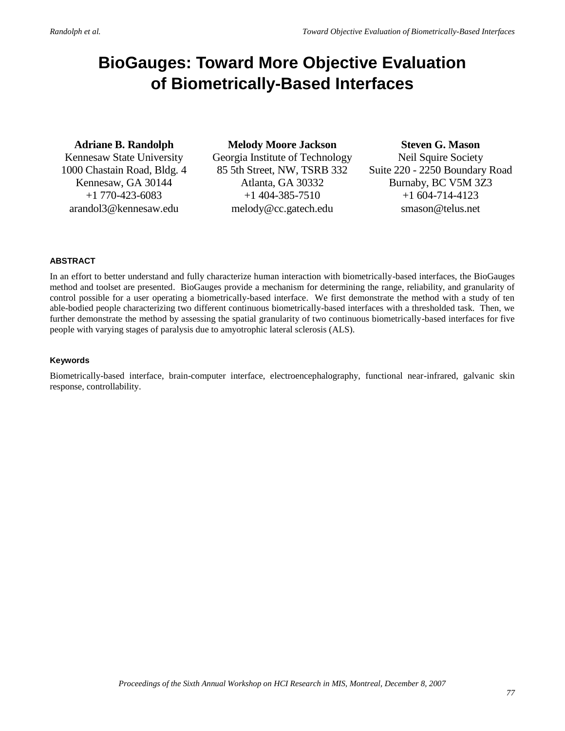# BioGauges: Toward More Objective Evaluation of Biometrically-Based Interfaces

**Adriane B. Randolph**
Kennesaw State University
1000 Chastain Road, Bldg. 4
Kennesaw, GA 30144
+1 770-423-6083
arandol3@kennesaw.edu

**Melody Moore Jackson**
Georgia Institute of Technology
85 5th Street, NW, TSRB 332
Atlanta, GA 30332
+1 404-385-7510
melody@cc.gatech.edu

**Steven G. Mason**
Neil Squire Society
Suite 220 - 2250 Boundary Road
Burnaby, BC V5M 3Z3
+1 604-714-4123
smason@telus.net

#### ABSTRACT

In an effort to better understand and fully characterize human interaction with biometrically-based interfaces, the BioGauges method and toolset are presented. BioGauges provide a mechanism for determining the range, reliability, and granularity of control possible for a user operating a biometrically-based interface. We first demonstrate the method with a study of ten able-bodied people characterizing two different continuous biometrically-based interfaces with a thresholded task. Then, we further demonstrate the method by assessing the spatial granularity of two continuous biometrically-based interfaces for five people with varying stages of paralysis due to amyotrophic lateral sclerosis (ALS).

#### Keywords

Biometrically-based interface, brain-computer interface, electroencephalography, functional near-infrared, galvanic skin response, controllability.